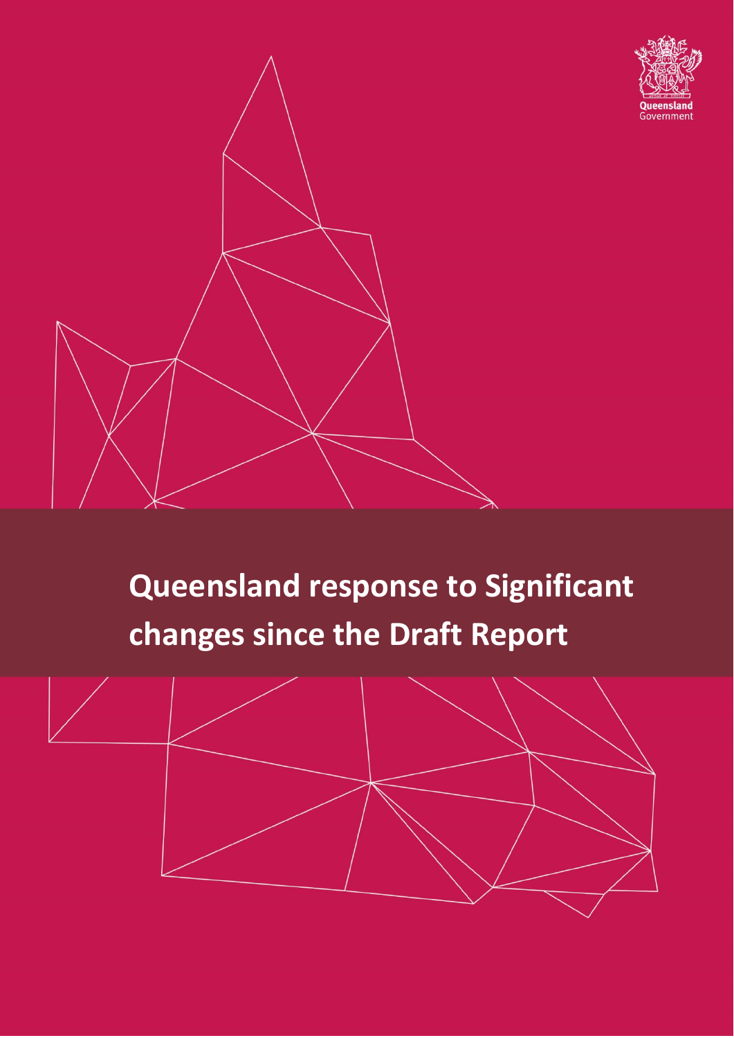Queensland Government

# Queensland response to Significant changes since the Draft Report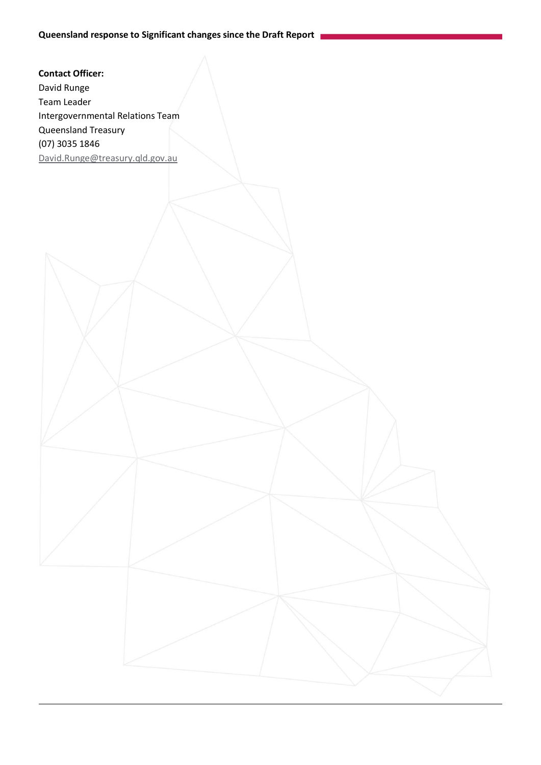**Contact Officer:**
David Runge
Team Leader
Intergovernmental Relations Team
Queensland Treasury
(07) 3035 1846
David.Runge@treasury.qld.gov.au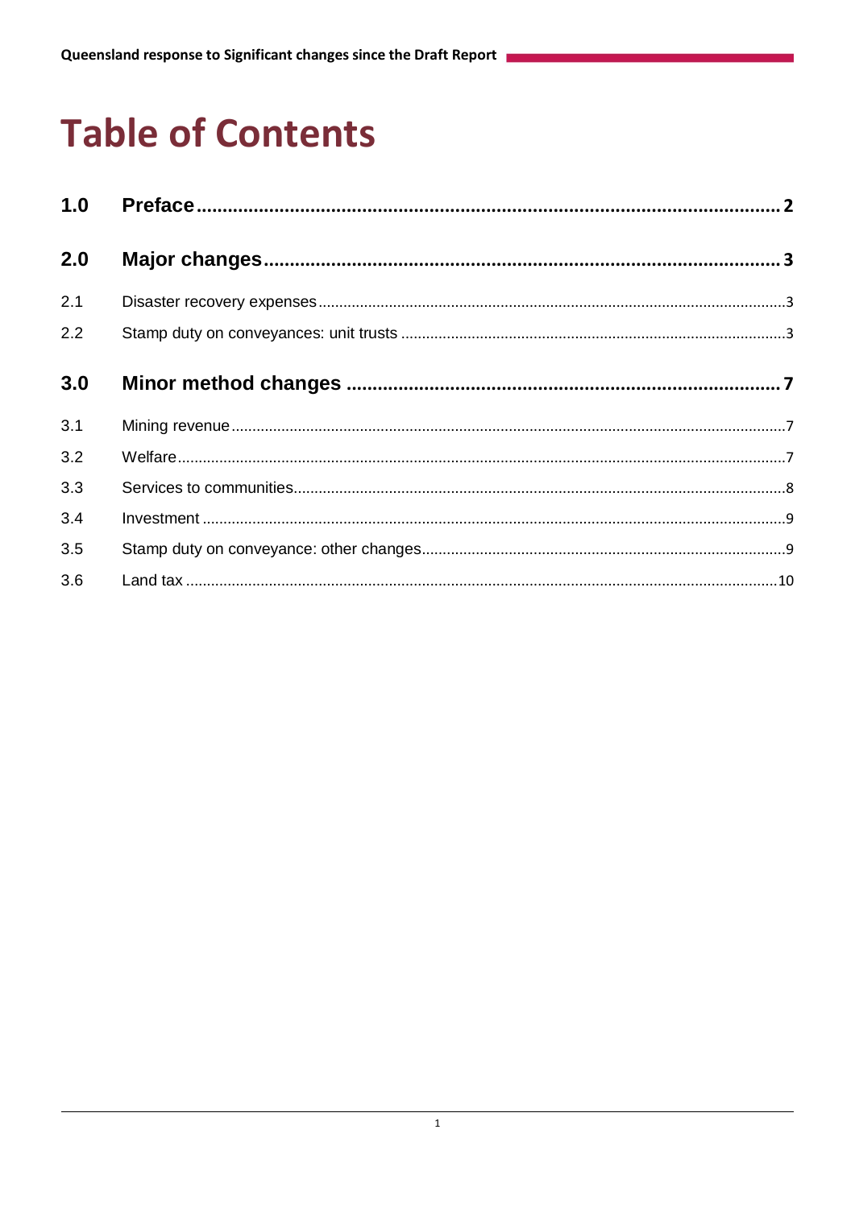# Table of Contents

**1.0 Preface** .......... **2**

**2.0 Major changes** .......... **3**

2.1 Disaster recovery expenses .......... 3

2.2 Stamp duty on conveyances: unit trusts .......... 3

**3.0 Minor method changes** .......... **7**

3.1 Mining revenue .......... 7

3.2 Welfare .......... 7

3.3 Services to communities .......... 8

3.4 Investment .......... 9

3.5 Stamp duty on conveyance: other changes .......... 9

3.6 Land tax .......... 10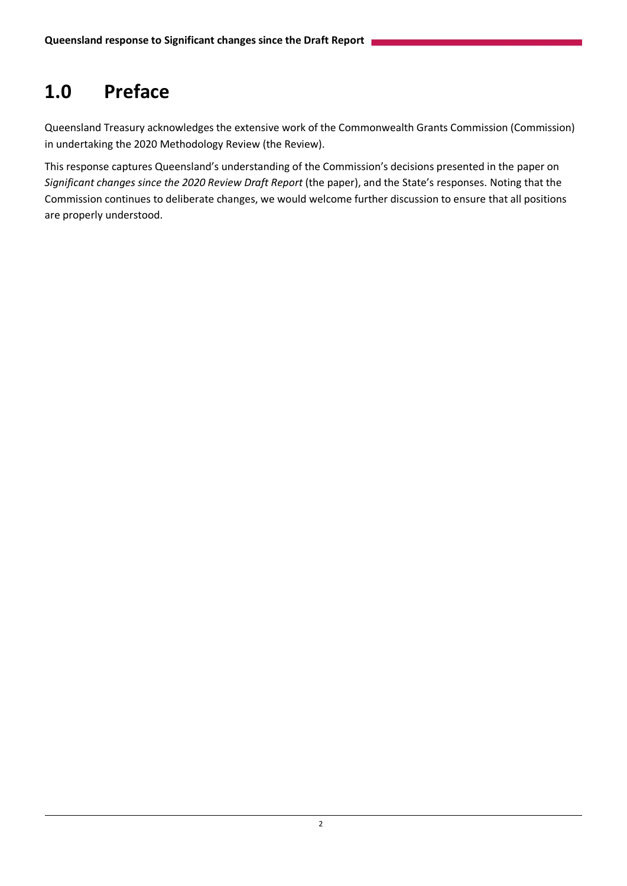# 1.0 Preface

Queensland Treasury acknowledges the extensive work of the Commonwealth Grants Commission (Commission) in undertaking the 2020 Methodology Review (the Review).

This response captures Queensland's understanding of the Commission's decisions presented in the paper on *Significant changes since the 2020 Review Draft Report* (the paper), and the State's responses. Noting that the Commission continues to deliberate changes, we would welcome further discussion to ensure that all positions are properly understood.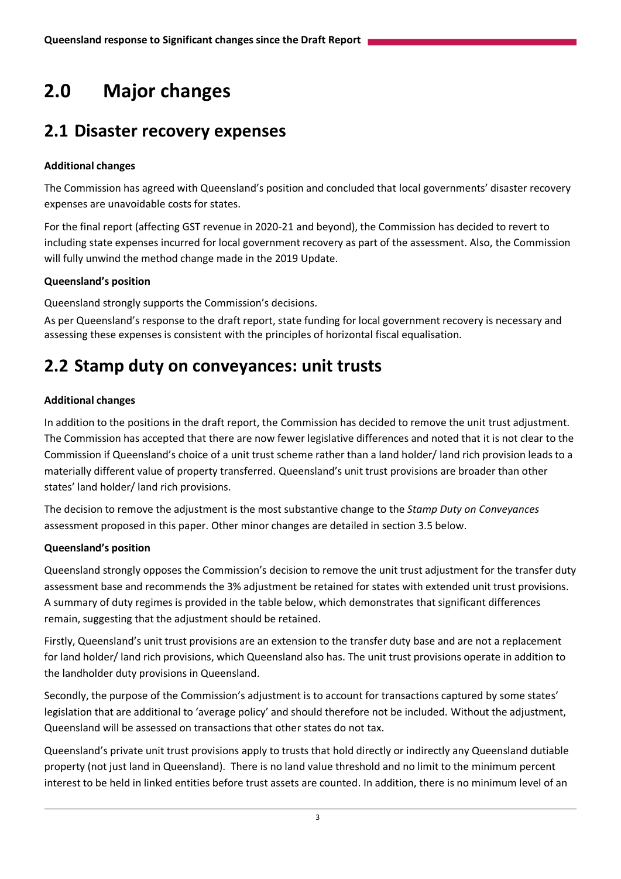# 2.0 Major changes

## 2.1 Disaster recovery expenses

**Additional changes**

The Commission has agreed with Queensland's position and concluded that local governments' disaster recovery expenses are unavoidable costs for states.

For the final report (affecting GST revenue in 2020-21 and beyond), the Commission has decided to revert to including state expenses incurred for local government recovery as part of the assessment. Also, the Commission will fully unwind the method change made in the 2019 Update.

**Queensland's position**

Queensland strongly supports the Commission's decisions.

As per Queensland's response to the draft report, state funding for local government recovery is necessary and assessing these expenses is consistent with the principles of horizontal fiscal equalisation.

## 2.2 Stamp duty on conveyances: unit trusts

**Additional changes**

In addition to the positions in the draft report, the Commission has decided to remove the unit trust adjustment. The Commission has accepted that there are now fewer legislative differences and noted that it is not clear to the Commission if Queensland's choice of a unit trust scheme rather than a land holder/ land rich provision leads to a materially different value of property transferred. Queensland's unit trust provisions are broader than other states' land holder/ land rich provisions.

The decision to remove the adjustment is the most substantive change to the *Stamp Duty on Conveyances* assessment proposed in this paper. Other minor changes are detailed in section 3.5 below.

**Queensland's position**

Queensland strongly opposes the Commission's decision to remove the unit trust adjustment for the transfer duty assessment base and recommends the 3% adjustment be retained for states with extended unit trust provisions. A summary of duty regimes is provided in the table below, which demonstrates that significant differences remain, suggesting that the adjustment should be retained.

Firstly, Queensland's unit trust provisions are an extension to the transfer duty base and are not a replacement for land holder/ land rich provisions, which Queensland also has. The unit trust provisions operate in addition to the landholder duty provisions in Queensland.

Secondly, the purpose of the Commission's adjustment is to account for transactions captured by some states' legislation that are additional to 'average policy' and should therefore not be included. Without the adjustment, Queensland will be assessed on transactions that other states do not tax.

Queensland's private unit trust provisions apply to trusts that hold directly or indirectly any Queensland dutiable property (not just land in Queensland). There is no land value threshold and no limit to the minimum percent interest to be held in linked entities before trust assets are counted. In addition, there is no minimum level of an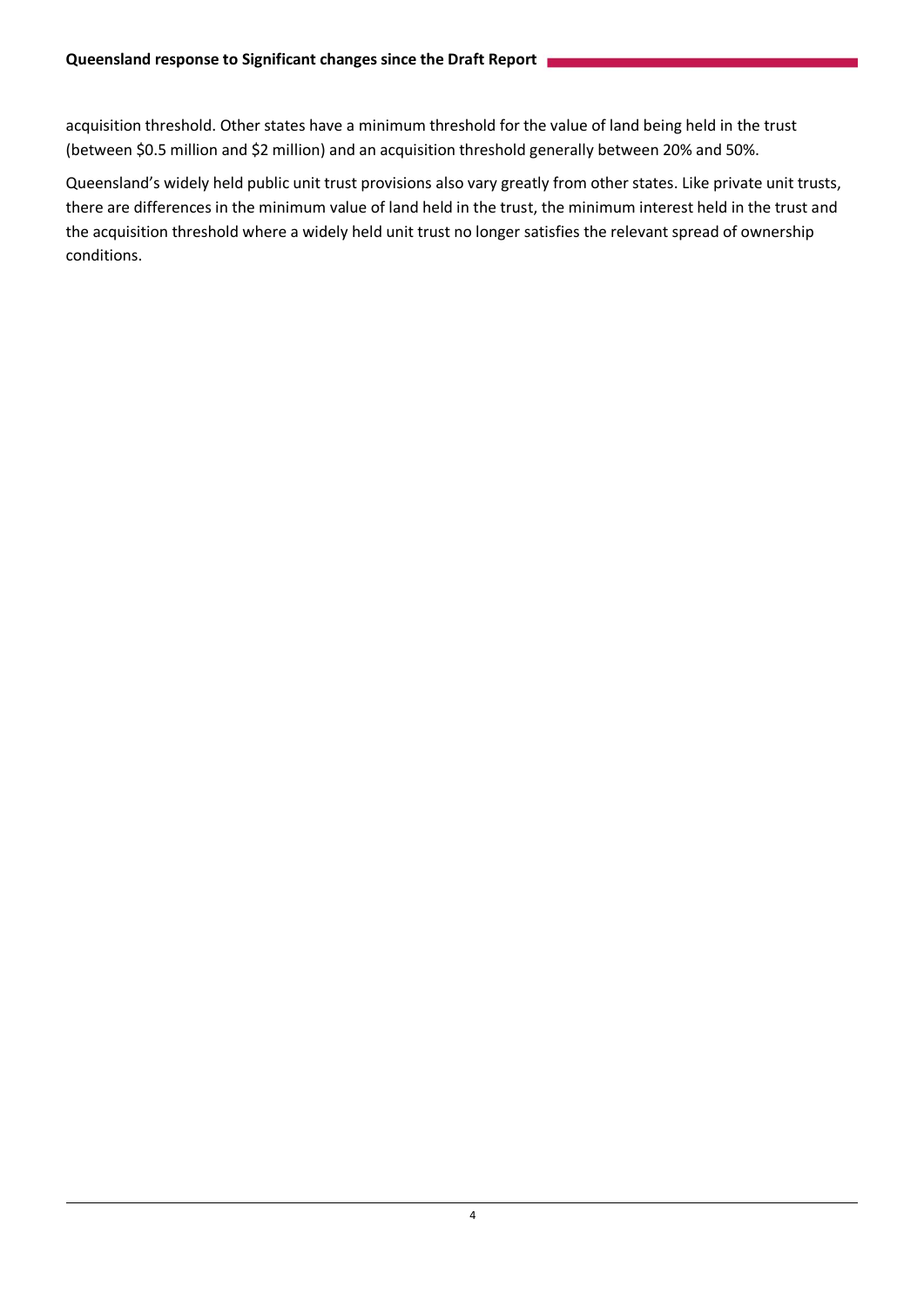acquisition threshold. Other states have a minimum threshold for the value of land being held in the trust (between $0.5 million and $2 million) and an acquisition threshold generally between 20% and 50%.

Queensland's widely held public unit trust provisions also vary greatly from other states. Like private unit trusts, there are differences in the minimum value of land held in the trust, the minimum interest held in the trust and the acquisition threshold where a widely held unit trust no longer satisfies the relevant spread of ownership conditions.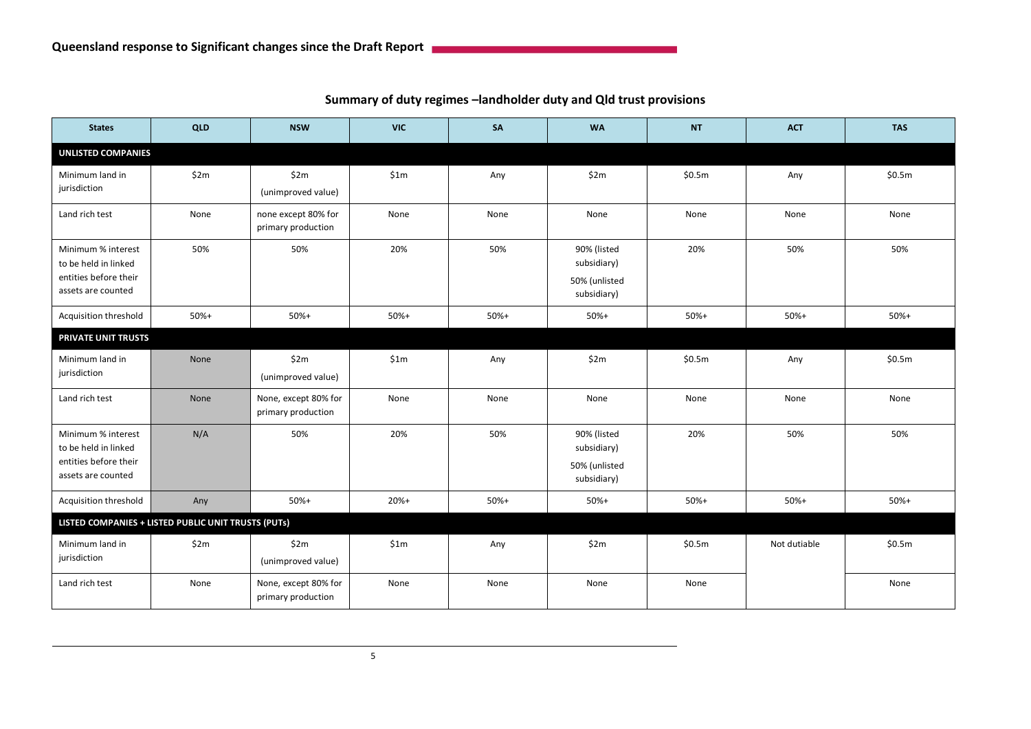## Summary of duty regimes –landholder duty and Qld trust provisions

| States | QLD | NSW | VIC | SA | WA | NT | ACT | TAS |
|---|---|---|---|---|---|---|---|---|
| **UNLISTED COMPANIES** | | | | | | | | |
| Minimum land in jurisdiction | $2m | $2m (unimproved value) | $1m | Any | $2m | $0.5m | Any | $0.5m |
| Land rich test | None | none except 80% for primary production | None | None | None | None | None | None |
| Minimum % interest to be held in linked entities before their assets are counted | 50% | 50% | 20% | 50% | 90% (listed subsidiary) 50% (unlisted subsidiary) | 20% | 50% | 50% |
| Acquisition threshold | 50%+ | 50%+ | 50%+ | 50%+ | 50%+ | 50%+ | 50%+ | 50%+ |
| **PRIVATE UNIT TRUSTS** | | | | | | | | |
| Minimum land in jurisdiction | None | $2m (unimproved value) | $1m | Any | $2m | $0.5m | Any | $0.5m |
| Land rich test | None | None, except 80% for primary production | None | None | None | None | None | None |
| Minimum % interest to be held in linked entities before their assets are counted | N/A | 50% | 20% | 50% | 90% (listed subsidiary) 50% (unlisted subsidiary) | 20% | 50% | 50% |
| Acquisition threshold | Any | 50%+ | 20%+ | 50%+ | 50%+ | 50%+ | 50%+ | 50%+ |
| **LISTED COMPANIES + LISTED PUBLIC UNIT TRUSTS (PUTs)** | | | | | | | | |
| Minimum land in jurisdiction | $2m | $2m (unimproved value) | $1m | Any | $2m | $0.5m | Not dutiable | $0.5m |
| Land rich test | None | None, except 80% for primary production | None | None | None | None | | None |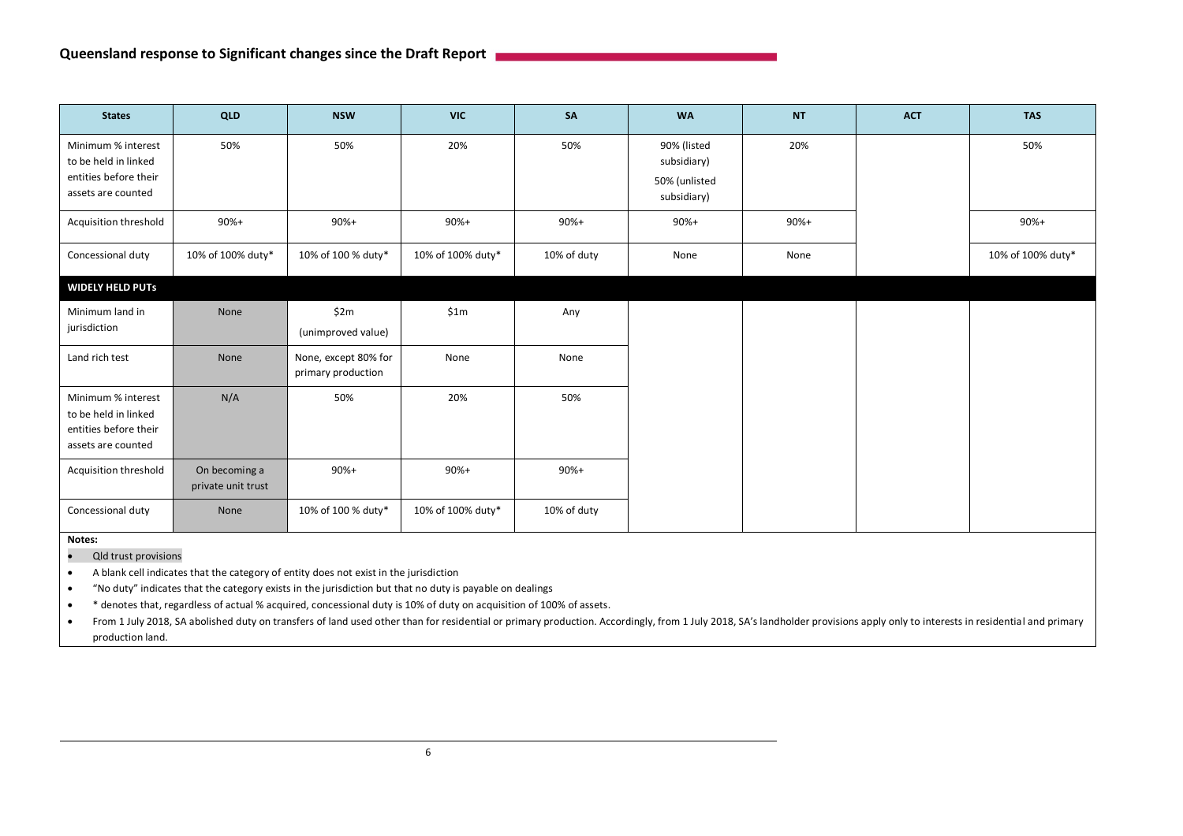## Queensland response to Significant changes since the Draft Report

| States | QLD | NSW | VIC | SA | WA | NT | ACT | TAS |
|---|---|---|---|---|---|---|---|---|
| Minimum % interest to be held in linked entities before their assets are counted | 50% | 50% | 20% | 50% | 90% (listed subsidiary) 50% (unlisted subsidiary) | 20% | | 50% |
| Acquisition threshold | 90%+ | 90%+ | 90%+ | 90%+ | 90%+ | 90%+ | | 90%+ |
| Concessional duty | 10% of 100% duty* | 10% of 100 % duty* | 10% of 100% duty* | 10% of duty | None | None | | 10% of 100% duty* |
| **WIDELY HELD PUTs** | | | | | | | | |
| Minimum land in jurisdiction | None | $2m (unimproved value) | $1m | Any | | | | |
| Land rich test | None | None, except 80% for primary production | None | None | | | | |
| Minimum % interest to be held in linked entities before their assets are counted | N/A | 50% | 20% | 50% | | | | |
| Acquisition threshold | On becoming a private unit trust | 90%+ | 90%+ | 90%+ | | | | |
| Concessional duty | None | 10% of 100 % duty* | 10% of 100% duty* | 10% of duty | | | | |

**Notes:**

- Qld trust provisions
- A blank cell indicates that the category of entity does not exist in the jurisdiction
- "No duty" indicates that the category exists in the jurisdiction but that no duty is payable on dealings
- * denotes that, regardless of actual % acquired, concessional duty is 10% of duty on acquisition of 100% of assets.
- From 1 July 2018, SA abolished duty on transfers of land used other than for residential or primary production. Accordingly, from 1 July 2018, SA's landholder provisions apply only to interests in residential and primary production land.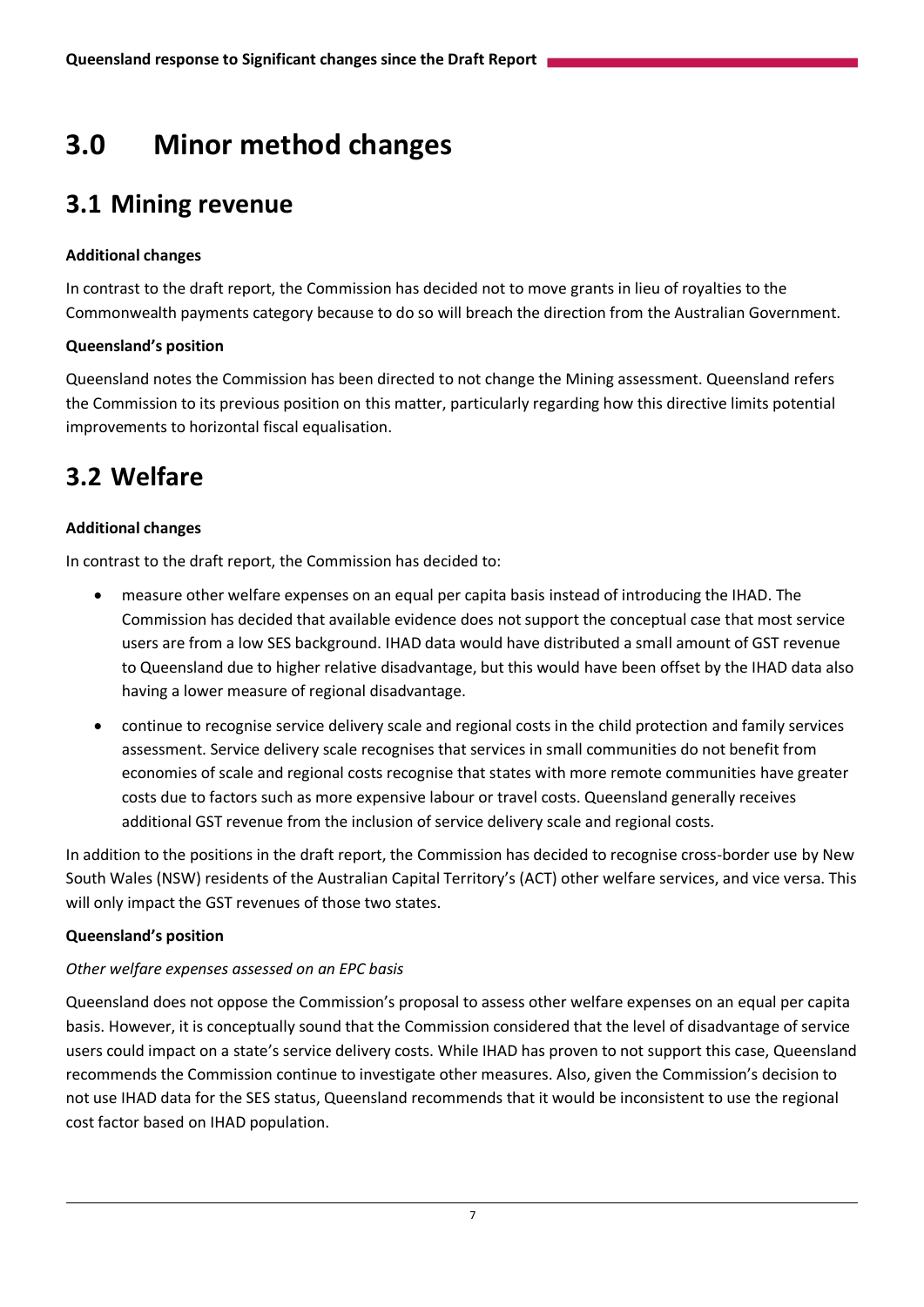# 3.0 Minor method changes

## 3.1 Mining revenue

**Additional changes**

In contrast to the draft report, the Commission has decided not to move grants in lieu of royalties to the Commonwealth payments category because to do so will breach the direction from the Australian Government.

**Queensland's position**

Queensland notes the Commission has been directed to not change the Mining assessment. Queensland refers the Commission to its previous position on this matter, particularly regarding how this directive limits potential improvements to horizontal fiscal equalisation.

## 3.2 Welfare

**Additional changes**

In contrast to the draft report, the Commission has decided to:

- measure other welfare expenses on an equal per capita basis instead of introducing the IHAD. The Commission has decided that available evidence does not support the conceptual case that most service users are from a low SES background. IHAD data would have distributed a small amount of GST revenue to Queensland due to higher relative disadvantage, but this would have been offset by the IHAD data also having a lower measure of regional disadvantage.
- continue to recognise service delivery scale and regional costs in the child protection and family services assessment. Service delivery scale recognises that services in small communities do not benefit from economies of scale and regional costs recognise that states with more remote communities have greater costs due to factors such as more expensive labour or travel costs. Queensland generally receives additional GST revenue from the inclusion of service delivery scale and regional costs.

In addition to the positions in the draft report, the Commission has decided to recognise cross-border use by New South Wales (NSW) residents of the Australian Capital Territory's (ACT) other welfare services, and vice versa. This will only impact the GST revenues of those two states.

**Queensland's position**

*Other welfare expenses assessed on an EPC basis*

Queensland does not oppose the Commission's proposal to assess other welfare expenses on an equal per capita basis. However, it is conceptually sound that the Commission considered that the level of disadvantage of service users could impact on a state's service delivery costs. While IHAD has proven to not support this case, Queensland recommends the Commission continue to investigate other measures. Also, given the Commission's decision to not use IHAD data for the SES status, Queensland recommends that it would be inconsistent to use the regional cost factor based on IHAD population.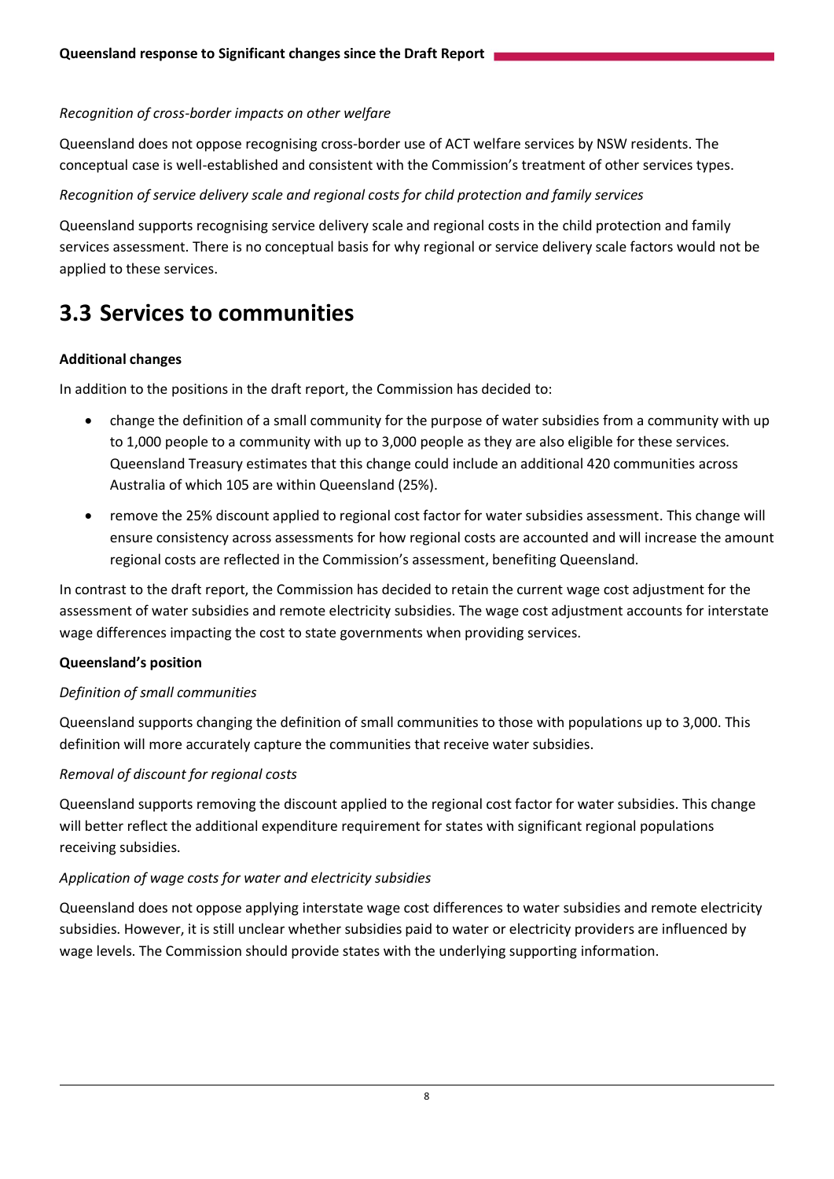*Recognition of cross-border impacts on other welfare*

Queensland does not oppose recognising cross-border use of ACT welfare services by NSW residents. The conceptual case is well-established and consistent with the Commission's treatment of other services types.

*Recognition of service delivery scale and regional costs for child protection and family services*

Queensland supports recognising service delivery scale and regional costs in the child protection and family services assessment. There is no conceptual basis for why regional or service delivery scale factors would not be applied to these services.

## 3.3 Services to communities

**Additional changes**

In addition to the positions in the draft report, the Commission has decided to:

- change the definition of a small community for the purpose of water subsidies from a community with up to 1,000 people to a community with up to 3,000 people as they are also eligible for these services. Queensland Treasury estimates that this change could include an additional 420 communities across Australia of which 105 are within Queensland (25%).
- remove the 25% discount applied to regional cost factor for water subsidies assessment. This change will ensure consistency across assessments for how regional costs are accounted and will increase the amount regional costs are reflected in the Commission's assessment, benefiting Queensland.

In contrast to the draft report, the Commission has decided to retain the current wage cost adjustment for the assessment of water subsidies and remote electricity subsidies. The wage cost adjustment accounts for interstate wage differences impacting the cost to state governments when providing services.

**Queensland's position**

*Definition of small communities*

Queensland supports changing the definition of small communities to those with populations up to 3,000. This definition will more accurately capture the communities that receive water subsidies.

*Removal of discount for regional costs*

Queensland supports removing the discount applied to the regional cost factor for water subsidies. This change will better reflect the additional expenditure requirement for states with significant regional populations receiving subsidies.

*Application of wage costs for water and electricity subsidies*

Queensland does not oppose applying interstate wage cost differences to water subsidies and remote electricity subsidies. However, it is still unclear whether subsidies paid to water or electricity providers are influenced by wage levels. The Commission should provide states with the underlying supporting information.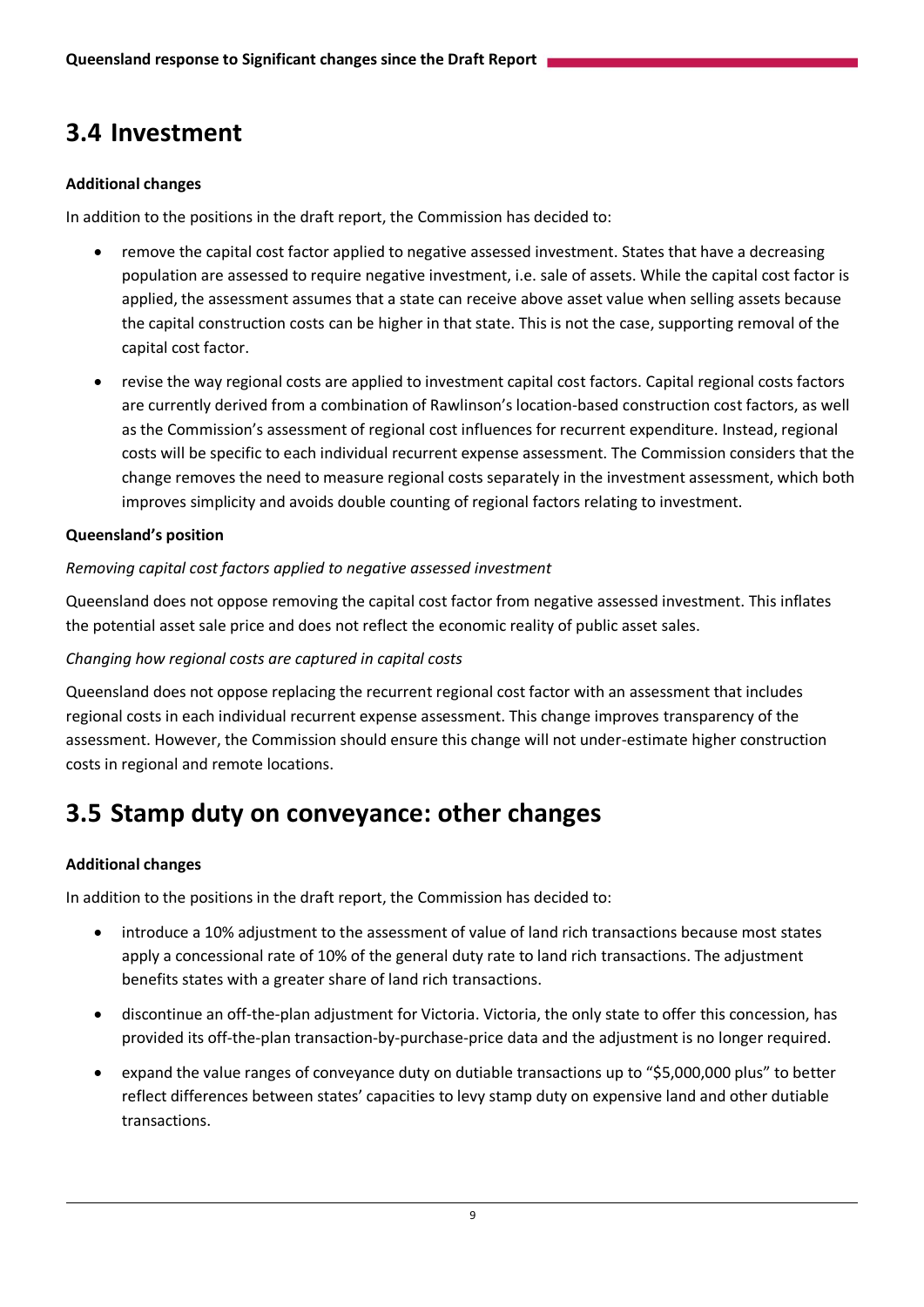## 3.4 Investment

**Additional changes**

In addition to the positions in the draft report, the Commission has decided to:

- remove the capital cost factor applied to negative assessed investment. States that have a decreasing population are assessed to require negative investment, i.e. sale of assets. While the capital cost factor is applied, the assessment assumes that a state can receive above asset value when selling assets because the capital construction costs can be higher in that state. This is not the case, supporting removal of the capital cost factor.
- revise the way regional costs are applied to investment capital cost factors. Capital regional costs factors are currently derived from a combination of Rawlinson's location-based construction cost factors, as well as the Commission's assessment of regional cost influences for recurrent expenditure. Instead, regional costs will be specific to each individual recurrent expense assessment. The Commission considers that the change removes the need to measure regional costs separately in the investment assessment, which both improves simplicity and avoids double counting of regional factors relating to investment.

**Queensland's position**

*Removing capital cost factors applied to negative assessed investment*

Queensland does not oppose removing the capital cost factor from negative assessed investment. This inflates the potential asset sale price and does not reflect the economic reality of public asset sales.

*Changing how regional costs are captured in capital costs*

Queensland does not oppose replacing the recurrent regional cost factor with an assessment that includes regional costs in each individual recurrent expense assessment. This change improves transparency of the assessment. However, the Commission should ensure this change will not under-estimate higher construction costs in regional and remote locations.

## 3.5 Stamp duty on conveyance: other changes

**Additional changes**

In addition to the positions in the draft report, the Commission has decided to:

- introduce a 10% adjustment to the assessment of value of land rich transactions because most states apply a concessional rate of 10% of the general duty rate to land rich transactions. The adjustment benefits states with a greater share of land rich transactions.
- discontinue an off-the-plan adjustment for Victoria. Victoria, the only state to offer this concession, has provided its off-the-plan transaction-by-purchase-price data and the adjustment is no longer required.
- expand the value ranges of conveyance duty on dutiable transactions up to "$5,000,000 plus" to better reflect differences between states' capacities to levy stamp duty on expensive land and other dutiable transactions.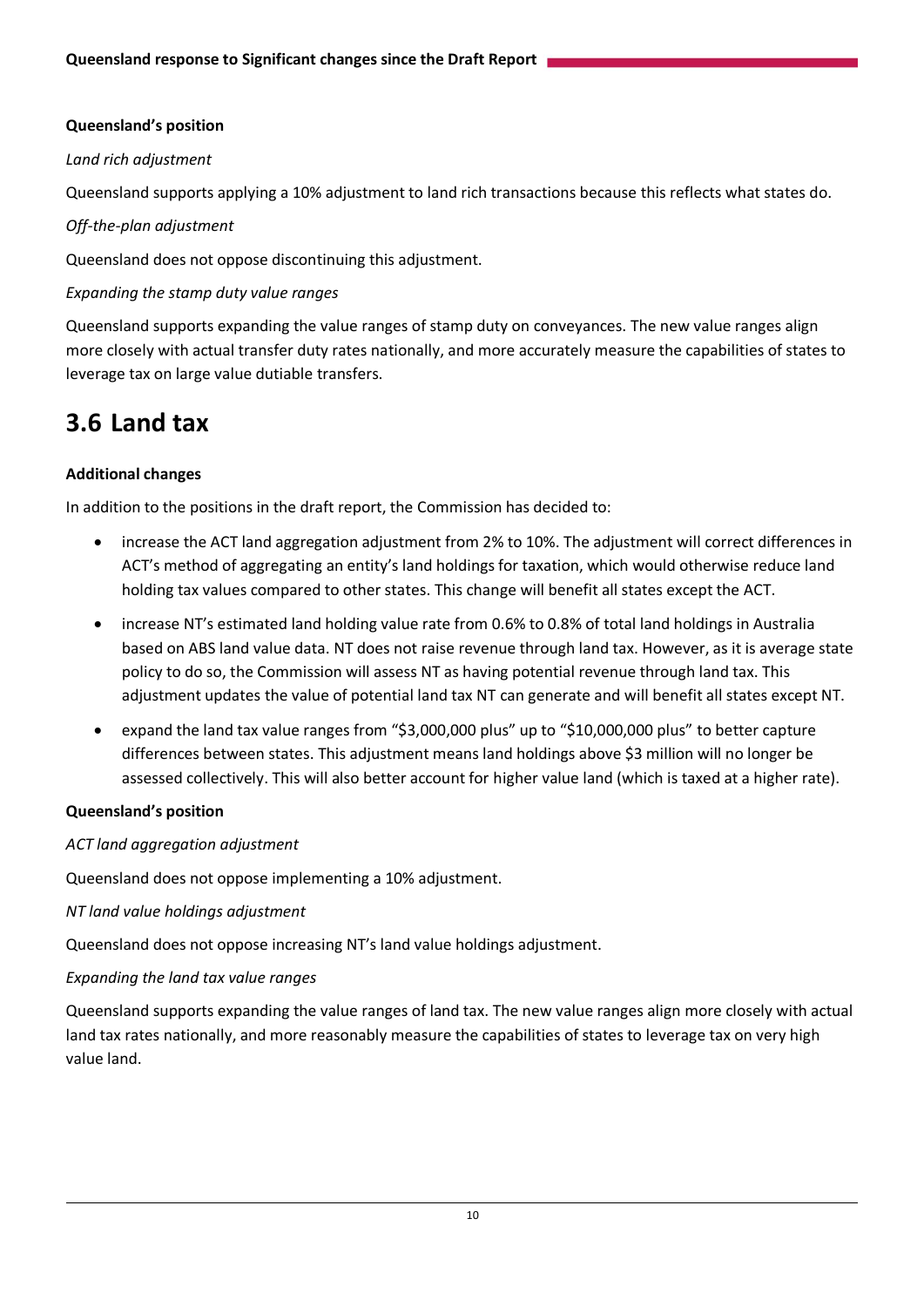**Queensland's position**

*Land rich adjustment*

Queensland supports applying a 10% adjustment to land rich transactions because this reflects what states do.

*Off-the-plan adjustment*

Queensland does not oppose discontinuing this adjustment.

*Expanding the stamp duty value ranges*

Queensland supports expanding the value ranges of stamp duty on conveyances. The new value ranges align more closely with actual transfer duty rates nationally, and more accurately measure the capabilities of states to leverage tax on large value dutiable transfers.

## 3.6 Land tax

**Additional changes**

In addition to the positions in the draft report, the Commission has decided to:

- increase the ACT land aggregation adjustment from 2% to 10%. The adjustment will correct differences in ACT's method of aggregating an entity's land holdings for taxation, which would otherwise reduce land holding tax values compared to other states. This change will benefit all states except the ACT.
- increase NT's estimated land holding value rate from 0.6% to 0.8% of total land holdings in Australia based on ABS land value data. NT does not raise revenue through land tax. However, as it is average state policy to do so, the Commission will assess NT as having potential revenue through land tax. This adjustment updates the value of potential land tax NT can generate and will benefit all states except NT.
- expand the land tax value ranges from "$3,000,000 plus" up to "$10,000,000 plus" to better capture differences between states. This adjustment means land holdings above $3 million will no longer be assessed collectively. This will also better account for higher value land (which is taxed at a higher rate).

**Queensland's position**

*ACT land aggregation adjustment*

Queensland does not oppose implementing a 10% adjustment.

*NT land value holdings adjustment*

Queensland does not oppose increasing NT's land value holdings adjustment.

*Expanding the land tax value ranges*

Queensland supports expanding the value ranges of land tax. The new value ranges align more closely with actual land tax rates nationally, and more reasonably measure the capabilities of states to leverage tax on very high value land.